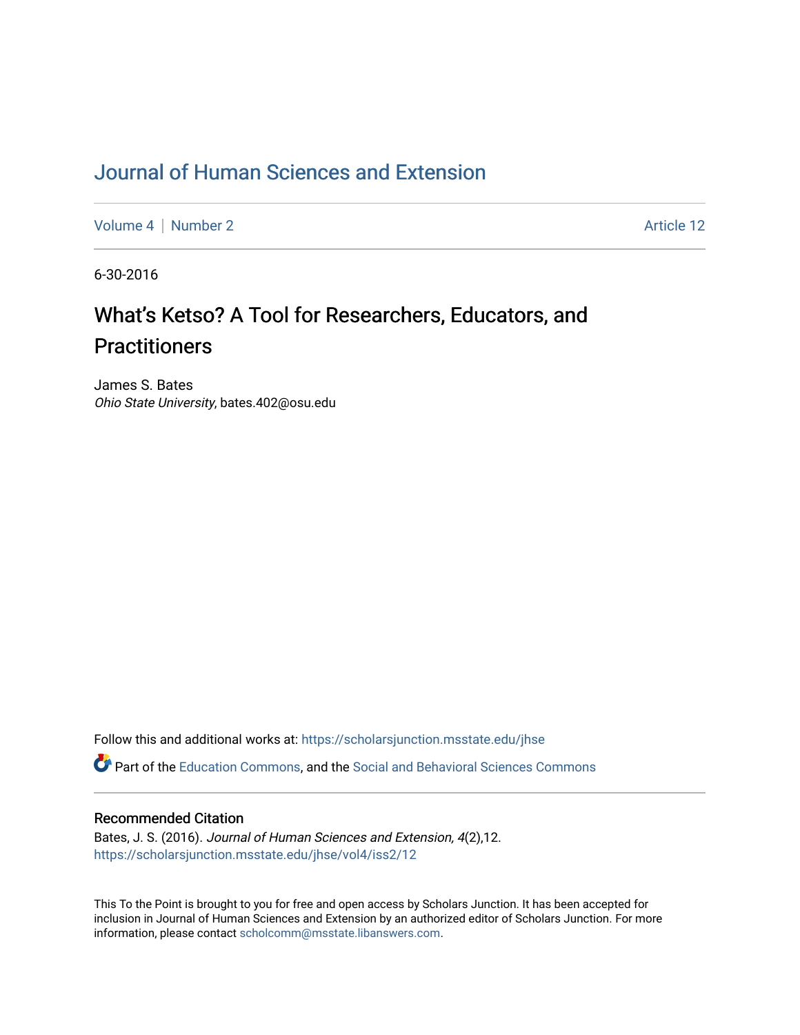# Journal of Human Sciences and Extension

Volume 4 | Number 2 Article 12

6-30-2016

## What's Ketso? A Tool for Researchers, Educators, and Practitioners

James S. Bates
*Ohio State University*, bates.402@osu.edu

Follow this and additional works at: https://scholarsjunction.msstate.edu/jhse

Part of the Education Commons, and the Social and Behavioral Sciences Commons

### Recommended Citation

Bates, J. S. (2016). *Journal of Human Sciences and Extension, 4*(2),12.
https://scholarsjunction.msstate.edu/jhse/vol4/iss2/12

This To the Point is brought to you for free and open access by Scholars Junction. It has been accepted for inclusion in Journal of Human Sciences and Extension by an authorized editor of Scholars Junction. For more information, please contact scholcomm@msstate.libanswers.com.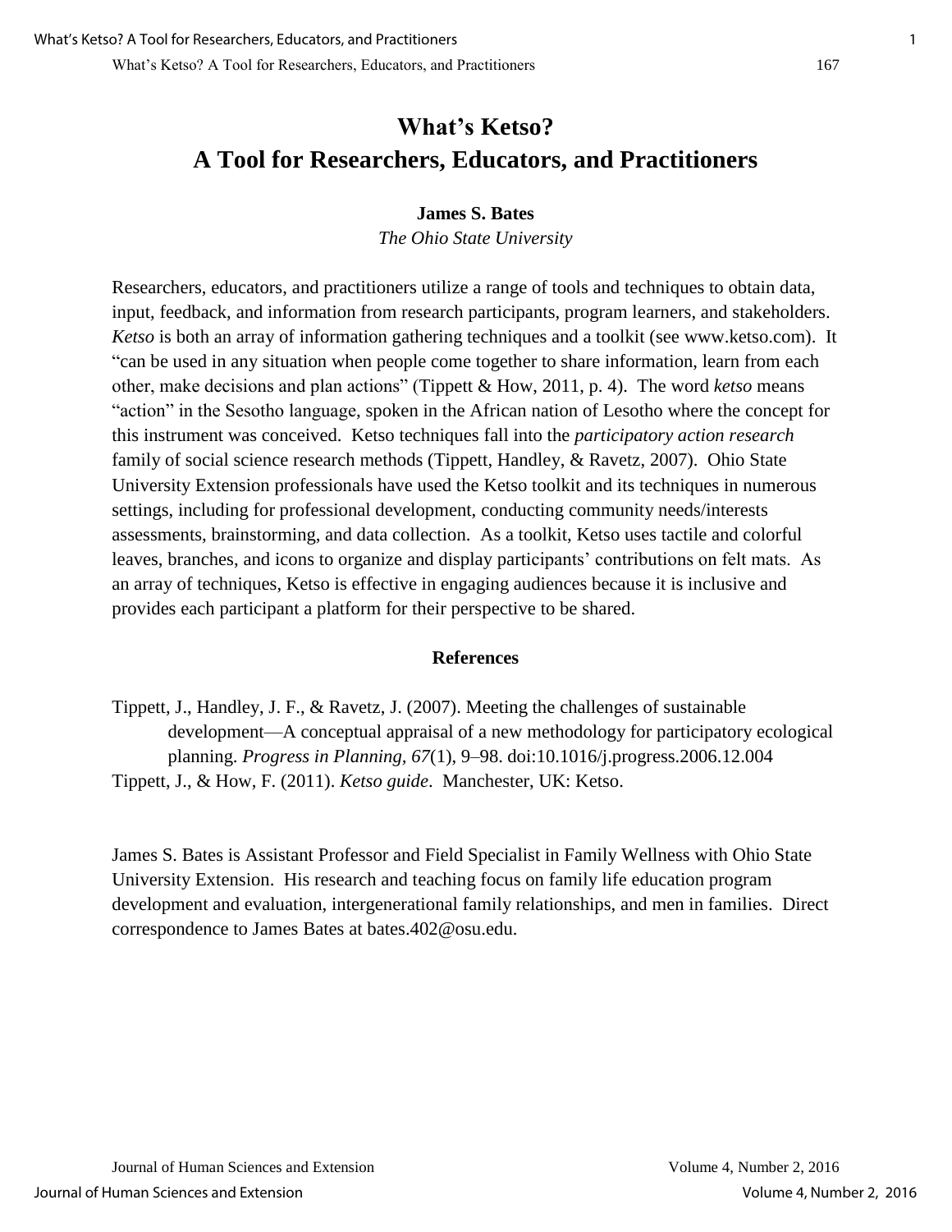# What's Ketso?
# A Tool for Researchers, Educators, and Practitioners

**James S. Bates**
*The Ohio State University*

Researchers, educators, and practitioners utilize a range of tools and techniques to obtain data, input, feedback, and information from research participants, program learners, and stakeholders. *Ketso* is both an array of information gathering techniques and a toolkit (see www.ketso.com). It "can be used in any situation when people come together to share information, learn from each other, make decisions and plan actions" (Tippett & How, 2011, p. 4). The word *ketso* means "action" in the Sesotho language, spoken in the African nation of Lesotho where the concept for this instrument was conceived. Ketso techniques fall into the *participatory action research* family of social science research methods (Tippett, Handley, & Ravetz, 2007). Ohio State University Extension professionals have used the Ketso toolkit and its techniques in numerous settings, including for professional development, conducting community needs/interests assessments, brainstorming, and data collection. As a toolkit, Ketso uses tactile and colorful leaves, branches, and icons to organize and display participants' contributions on felt mats. As an array of techniques, Ketso is effective in engaging audiences because it is inclusive and provides each participant a platform for their perspective to be shared.

## References

Tippett, J., Handley, J. F., & Ravetz, J. (2007). Meeting the challenges of sustainable development—A conceptual appraisal of a new methodology for participatory ecological planning. *Progress in Planning*, *67*(1), 9–98. doi:10.1016/j.progress.2006.12.004

Tippett, J., & How, F. (2011). *Ketso guide*. Manchester, UK: Ketso.

James S. Bates is Assistant Professor and Field Specialist in Family Wellness with Ohio State University Extension. His research and teaching focus on family life education program development and evaluation, intergenerational family relationships, and men in families. Direct correspondence to James Bates at bates.402@osu.edu.